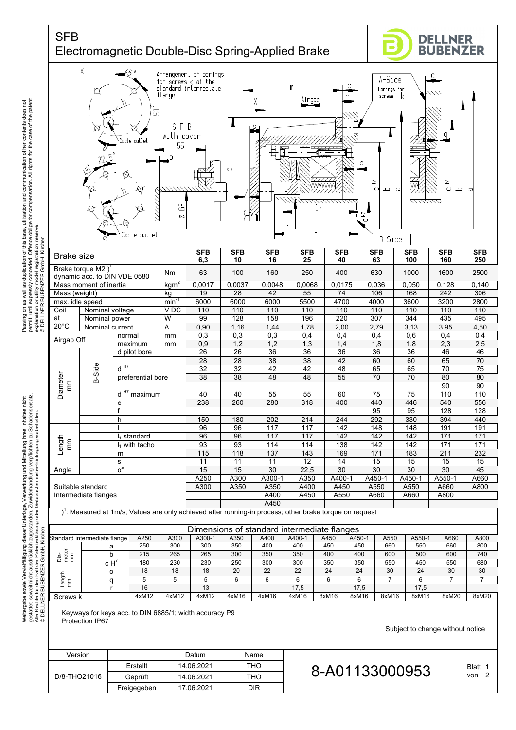# SFB

## Electromagnetic Double-Disc Spring-Applied Brake

DELLNER BUBENZER

| Brake size | | | | SFB 6,3 | SFB 10 | SFB 16 | SFB 25 | SFB 40 | SFB 63 | SFB 100 | SFB 160 | SFB 250 |
|---|---|---|---|---|---|---|---|---|---|---|---|---|
| Brake torque M2 )[1] dynamic acc. to DIN VDE 0580 | | | Nm | 63 | 100 | 160 | 250 | 400 | 630 | 1000 | 1600 | 2500 |
| Mass moment of inertia | | | kgm² | 0,0017 | 0,0037 | 0,0048 | 0,0068 | 0,0175 | 0,036 | 0,050 | 0,128 | 0,140 |
| Mass (weight) | | | kg | 19 | 28 | 42 | 55 | 74 | 106 | 168 | 242 | 306 |
| max. idle speed | | | min⁻¹ | 6000 | 6000 | 6000 | 5500 | 4700 | 4000 | 3600 | 3200 | 2800 |
| Coil at 20°C | Nominal voltage | | V DC | 110 | 110 | 110 | 110 | 110 | 110 | 110 | 110 | 110 |
| | Nominal power | | W | 99 | 128 | 158 | 196 | 220 | 307 | 344 | 435 | 495 |
| | Nominal current | | A | 0,90 | 1,16 | 1,44 | 1,78 | 2,00 | 2,79 | 3,13 | 3,95 | 4,50 |
| Airgap Off | | normal | mm | 0,3 | 0,3 | 0,3 | 0,4 | 0,4 | 0,4 | 0,6 | 0,4 | 0,4 |
| | | maximum | mm | 0,9 | 1,2 | 1,2 | 1,3 | 1,4 | 1,8 | 1,8 | 2,3 | 2,5 |
| Diameter mm | B-Side | d pilot bore | | 26 | 26 | 36 | 36 | 36 | 36 | 36 | 46 | 46 |
| | | d H7 preferential bore | | 28 | 28 | 38 | 38 | 42 | 60 | 60 | 65 | 70 |
| | | | | 32 | 32 | 42 | 42 | 48 | 65 | 65 | 70 | 75 |
| | | | | 38 | 38 | 48 | 48 | 55 | 70 | 70 | 80 | 80 |
| | | | | | | | | | | | 90 | 90 |
| | | d H7 maximum | | 40 | 40 | 55 | 55 | 60 | 75 | 75 | 110 | 110 |
| | | e | | 238 | 260 | 280 | 318 | 400 | 440 | 446 | 540 | 556 |
| | | f | | | | | | | 95 | 95 | 128 | 128 |
| | | h | | 150 | 180 | 202 | 214 | 244 | 292 | 330 | 394 | 440 |
| Length mm | | l | | 96 | 96 | 117 | 117 | 142 | 148 | 148 | 191 | 191 |
| | | $l_1$ standard | | 96 | 96 | 117 | 117 | 142 | 142 | 142 | 171 | 171 |
| | | $l_1$ with tacho | | 93 | 93 | 114 | 114 | 138 | 142 | 142 | 171 | 171 |
| | | m | | 115 | 118 | 137 | 143 | 169 | 171 | 183 | 211 | 232 |
| | | s | | 11 | 11 | 11 | 12 | 14 | 15 | 15 | 15 | 15 |
| Angle | | α° | | 15 | 15 | 30 | 22,5 | 30 | 30 | 30 | 30 | 45 |
| Suitable standard Intermediate flanges | | | | A250 | A300 | A300-1 | A350 | A400-1 | A450-1 | A450-1 | A550-1 | A660 |
| | | | | A300 | A350 | A350 | A400 | A450 | A550 | A550 | A660 | A800 |
| | | | | | | A400 | A450 | A550 | A660 | A660 | A800 | |
| | | | | | | A450 | | | | | | |

)[1]: Measured at 1m/s; Values are only achieved after running-in process; other brake torque on request

### Dimensions of standard intermediate flanges

| Standard intermediate flange | | A250 | A300 | A300-1 | A350 | A400 | A400-1 | A450 | A450-1 | A550 | A550-1 | A660 | A800 |
|---|---|---|---|---|---|---|---|---|---|---|---|---|---|
| Diameter mm | a | 250 | 300 | 300 | 350 | 400 | 400 | 450 | 450 | 660 | 550 | 660 | 800 |
| | b | 215 | 265 | 265 | 300 | 350 | 350 | 400 | 400 | 600 | 500 | 600 | 740 |
| | c H7 | 180 | 230 | 230 | 250 | 300 | 300 | 350 | 350 | 550 | 450 | 550 | 680 |
| Length mm | o | 18 | 18 | 18 | 20 | 22 | 22 | 24 | 24 | 30 | 24 | 30 | 30 |
| | q | 5 | 5 | 5 | 6 | 6 | 6 | 6 | 6 | 7 | 6 | 7 | 7 |
| | r | 16 | | 13 | | | 17,5 | | 17,5 | | 17,5 | | |
| Screws k | | 4xM12 | 4xM12 | 4xM12 | 4xM16 | 4xM16 | 4xM16 | 8xM16 | 8xM16 | 8xM16 | 8xM16 | 8xM20 | 8xM20 |

Keyways for keys acc. to DIN 6885/1; width accuracy P9

Protection IP67

Subject to change without notice

| Version | | Datum | Name |
|---|---|---|---|
| D/8-THO21016 | Erstellt | 14.06.2021 | THO |
| | Geprüft | 14.06.2021 | THO |
| | Freigegeben | 17.06.2021 | DIR |

8-A01133000953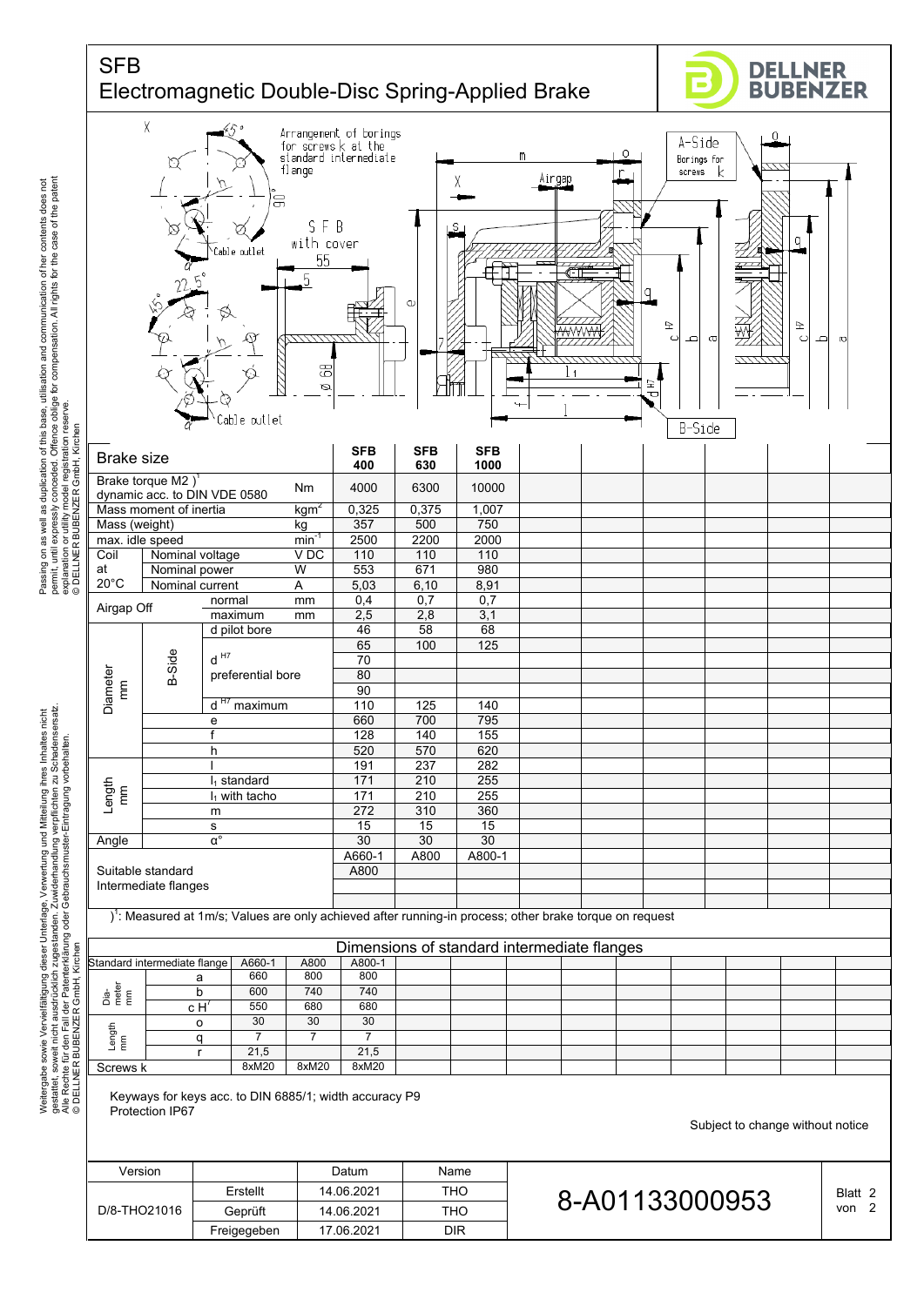# SFB
## Electromagnetic Double-Disc Spring-Applied Brake

| Brake size | | | | SFB 400 | SFB 630 | SFB 1000 |
|---|---|---|---|---|---|---|
| Brake torque M2 )[1] dynamic acc. to DIN VDE 0580 | | | Nm | 4000 | 6300 | 10000 |
| Mass moment of inertia | | | $kgm^2$ | 0,325 | 0,375 | 1,007 |
| Mass (weight) | | | kg | 357 | 500 | 750 |
| max. idle speed | | | $min^{-1}$ | 2500 | 2200 | 2000 |
| Coil at 20°C | Nominal voltage | | V DC | 110 | 110 | 110 |
| | Nominal power | | W | 553 | 671 | 980 |
| | Nominal current | | A | 5,03 | 6,10 | 8,91 |
| Airgap Off | | normal | mm | 0,4 | 0,7 | 0,7 |
| | | maximum | mm | 2,5 | 2,8 | 3,1 |
| Diameter mm | B-Side | d pilot bore | | 46 | 58 | 68 |
| | | $d^{H7}$ preferential bore | | 65 | 100 | 125 |
| | | | | 70 | | |
| | | | | 80 | | |
| | | | | 90 | | |
| | | $d^{H7}$ maximum | | 110 | 125 | 140 |
| | e | | | 660 | 700 | 795 |
| | f | | | 128 | 140 | 155 |
| | h | | | 520 | 570 | 620 |
| Length mm | l | | | 191 | 237 | 282 |
| | $l_1$ standard | | | 171 | 210 | 255 |
| | $l_1$ with tacho | | | 171 | 210 | 255 |
| | m | | | 272 | 310 | 360 |
| | s | | | 15 | 15 | 15 |
| Angle | α° | | | 30 | 30 | 30 |
| Suitable standard Intermediate flanges | | | | A660-1 | A800 | A800-1 |
| | | | | A800 | | |

)[1]: Measured at 1m/s; Values are only achieved after running-in process; other brake torque on request

### Dimensions of standard intermediate flanges

| Standard intermediate flange | | A660-1 | A800 | A800-1 |
|---|---|---|---|---|
| Diameter mm | a | 660 | 800 | 800 |
| | b | 600 | 740 | 740 |
| | c H7 | 550 | 680 | 680 |
| Length mm | o | 30 | 30 | 30 |
| | q | 7 | 7 | 7 |
| | r | 21,5 | | 21,5 |
| Screws k | | 8xM20 | 8xM20 | 8xM20 |

Keyways for keys acc. to DIN 6885/1; width accuracy P9
Protection IP67

Subject to change without notice

| Version | | Datum | Name |
|---|---|---|---|
| D/8-THO21016 | Erstellt | 14.06.2021 | THO |
| | Geprüft | 14.06.2021 | THO |
| | Freigegeben | 17.06.2021 | DIR |

8-A01133000953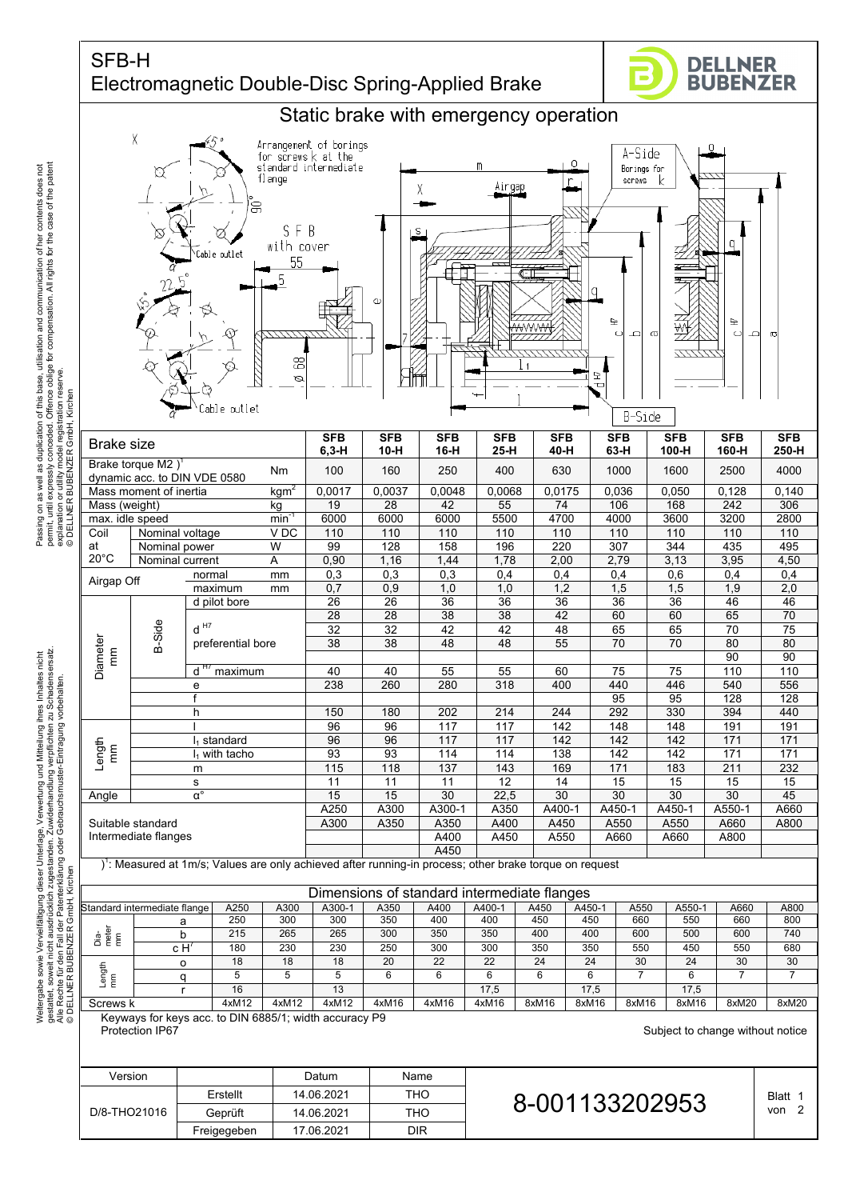# SFB-H
## Electromagnetic Double-Disc Spring-Applied Brake

DELLNER BUBENZER

### Static brake with emergency operation

| Brake size | | | | SFB 6,3-H | SFB 10-H | SFB 16-H | SFB 25-H | SFB 40-H | SFB 63-H | SFB 100-H | SFB 160-H | SFB 250-H |
|---|---|---|---|---|---|---|---|---|---|---|---|---|
| Brake torque M2 )[1] dynamic acc. to DIN VDE 0580 | | | Nm | 100 | 160 | 250 | 400 | 630 | 1000 | 1600 | 2500 | 4000 |
| Mass moment of inertia | | | kgm² | 0,0017 | 0,0037 | 0,0048 | 0,0068 | 0,0175 | 0,036 | 0,050 | 0,128 | 0,140 |
| Mass (weight) | | | kg | 19 | 28 | 42 | 55 | 74 | 106 | 168 | 242 | 306 |
| max. idle speed | | | min⁻¹ | 6000 | 6000 | 6000 | 5500 | 4700 | 4000 | 3600 | 3200 | 2800 |
| Coil at 20°C | Nominal voltage | | V DC | 110 | 110 | 110 | 110 | 110 | 110 | 110 | 110 | 110 |
| | Nominal power | | W | 99 | 128 | 158 | 196 | 220 | 307 | 344 | 435 | 495 |
| | Nominal current | | A | 0,90 | 1,16 | 1,44 | 1,78 | 2,00 | 2,79 | 3,13 | 3,95 | 4,50 |
| Airgap Off | | normal | mm | 0,3 | 0,3 | 0,3 | 0,4 | 0,4 | 0,4 | 0,6 | 0,4 | 0,4 |
| | | maximum | mm | 0,7 | 0,9 | 1,0 | 1,0 | 1,2 | 1,5 | 1,5 | 1,9 | 2,0 |
| Diameter mm | B-Side | d pilot bore | | 26 | 26 | 36 | 36 | 36 | 36 | 36 | 46 | 46 |
| | | d H7 preferential bore | | 28 | 28 | 38 | 38 | 42 | 60 | 60 | 65 | 70 |
| | | | | 32 | 32 | 42 | 42 | 48 | 65 | 65 | 70 | 75 |
| | | | | 38 | 38 | 48 | 48 | 55 | 70 | 70 | 80 | 80 |
| | | | | | | | | | | | 90 | 90 |
| | | d H7 maximum | | 40 | 40 | 55 | 55 | 60 | 75 | 75 | 110 | 110 |
| | | e | | 238 | 260 | 280 | 318 | 400 | 440 | 446 | 540 | 556 |
| | | f | | | | | | | 95 | 95 | 128 | 128 |
| | | h | | 150 | 180 | 202 | 214 | 244 | 292 | 330 | 394 | 440 |
| Length mm | | l | | 96 | 96 | 117 | 117 | 142 | 148 | 148 | 191 | 191 |
| | | $l_1$ standard | | 96 | 96 | 117 | 117 | 142 | 142 | 142 | 171 | 171 |
| | | $l_1$ with tacho | | 93 | 93 | 114 | 114 | 138 | 142 | 142 | 171 | 171 |
| | | m | | 115 | 118 | 137 | 143 | 169 | 171 | 183 | 211 | 232 |
| | | s | | 11 | 11 | 11 | 12 | 14 | 15 | 15 | 15 | 15 |
| Angle | | α° | | 15 | 15 | 30 | 22,5 | 30 | 30 | 30 | 30 | 45 |
| Suitable standard Intermediate flanges | | | | A250 | A300 | A300-1 | A350 | A400-1 | A450-1 | A450-1 | A550-1 | A660 |
| | | | | A300 | A350 | A350 | A400 | A450 | A550 | A550 | A660 | A800 |
| | | | | | | A400 | A450 | A550 | A660 | A660 | A800 | |
| | | | | | | A450 | | | | | | |

)[1]: Measured at 1m/s; Values are only achieved after running-in process; other brake torque on request

#### Dimensions of standard intermediate flanges

| Standard intermediate flange | | A250 | A300 | A300-1 | A350 | A400 | A400-1 | A450 | A450-1 | A550 | A550-1 | A660 | A800 |
|---|---|---|---|---|---|---|---|---|---|---|---|---|---|
| Diameter mm | a | 250 | 300 | 300 | 350 | 400 | 400 | 450 | 450 | 660 | 550 | 660 | 800 |
| | b | 215 | 265 | 265 | 300 | 350 | 350 | 400 | 400 | 600 | 500 | 600 | 740 |
| | c H7 | 180 | 230 | 230 | 250 | 300 | 300 | 350 | 350 | 550 | 450 | 550 | 680 |
| Length mm | o | 18 | 18 | 18 | 20 | 22 | 22 | 24 | 24 | 30 | 24 | 30 | 30 |
| | q | 5 | 5 | 5 | 6 | 6 | 6 | 6 | 6 | 7 | 6 | 7 | 7 |
| | r | 16 | | 13 | | | 17,5 | | 17,5 | | 17,5 | | |
| Screws k | | 4xM12 | 4xM12 | 4xM12 | 4xM16 | 4xM16 | 4xM16 | 8xM16 | 8xM16 | 8xM16 | 8xM16 | 8xM20 | 8xM20 |

Keyways for keys acc. to DIN 6885/1; width accuracy P9
Protection IP67

Subject to change without notice

| Version | | Datum | Name |
|---|---|---|---|
| D/8-THO21016 | Erstellt | 14.06.2021 | THO |
| | Geprüft | 14.06.2021 | THO |
| | Freigegeben | 17.06.2021 | DIR |

8-001133202953 — Blatt 1 von 2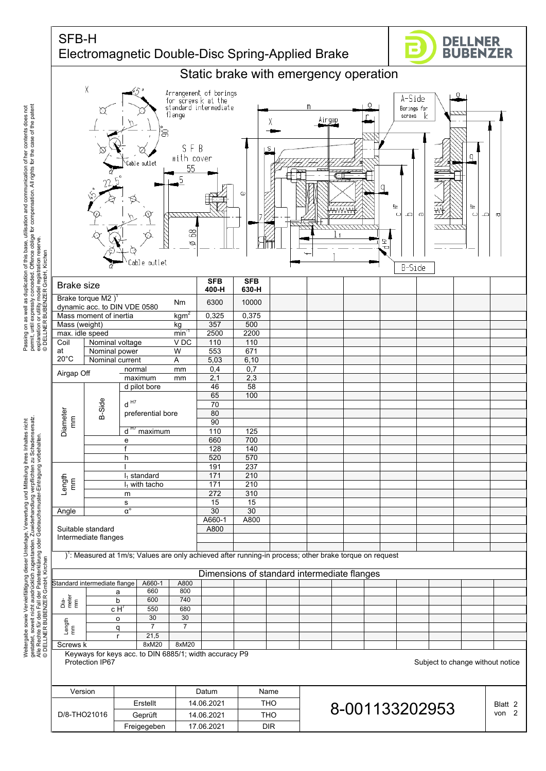# SFB-H
## Electromagnetic Double-Disc Spring-Applied Brake

DELLNER BUBENZER

## Static brake with emergency operation

| Brake size | | | | SFB 400-H | SFB 630-H |
|---|---|---|---|---|---|
| Brake torque M2 )[1] dynamic acc. to DIN VDE 0580 | | | Nm | 6300 | 10000 |
| Mass moment of inertia | | | kgm² | 0,325 | 0,375 |
| Mass (weight) | | | kg | 357 | 500 |
| max. idle speed | | | min⁻¹ | 2500 | 2200 |
| Coil at 20°C | Nominal voltage | | V DC | 110 | 110 |
| | Nominal power | | W | 553 | 671 |
| | Nominal current | | A | 5,03 | 6,10 |
| Airgap Off | | normal | mm | 0,4 | 0,7 |
| | | maximum | mm | 2,1 | 2,3 |
| Diameter mm | B-Side | d pilot bore | | 46 | 58 |
| | | d H7 preferential bore | | 65 | 100 |
| | | | | 70 | |
| | | | | 80 | |
| | | | | 90 | |
| | | d H7 maximum | | 110 | 125 |
| | | e | | 660 | 700 |
| | | f | | 128 | 140 |
| | | h | | 520 | 570 |
| Length mm | | l | | 191 | 237 |
| | | $l_1$ standard | | 171 | 210 |
| | | $l_1$ with tacho | | 171 | 210 |
| | | m | | 272 | 310 |
| | | s | | 15 | 15 |
| Angle | | α° | | 30 | 30 |
| Suitable standard Intermediate flanges | | | | A660-1 | A800 |
| | | | | A800 | |

)[1]: Measured at 1m/s; Values are only achieved after running-in process; other brake torque on request

### Dimensions of standard intermediate flanges

| Standard intermediate flange | | A660-1 | A800 |
|---|---|---|---|
| Diameter mm | a | 660 | 800 |
| | b | 600 | 740 |
| | c H7 | 550 | 680 |
| Length mm | o | 30 | 30 |
| | q | 7 | 7 |
| | r | 21,5 | |
| Screws k | | 8xM20 | 8xM20 |

Keyways for keys acc. to DIN 6885/1; width accuracy P9
Protection IP67

Subject to change without notice

| Version | | Datum | Name |
|---|---|---|---|
| D/8-THO21016 | Erstellt | 14.06.2021 | THO |
| | Geprüft | 14.06.2021 | THO |
| | Freigegeben | 17.06.2021 | DIR |

8-001133202953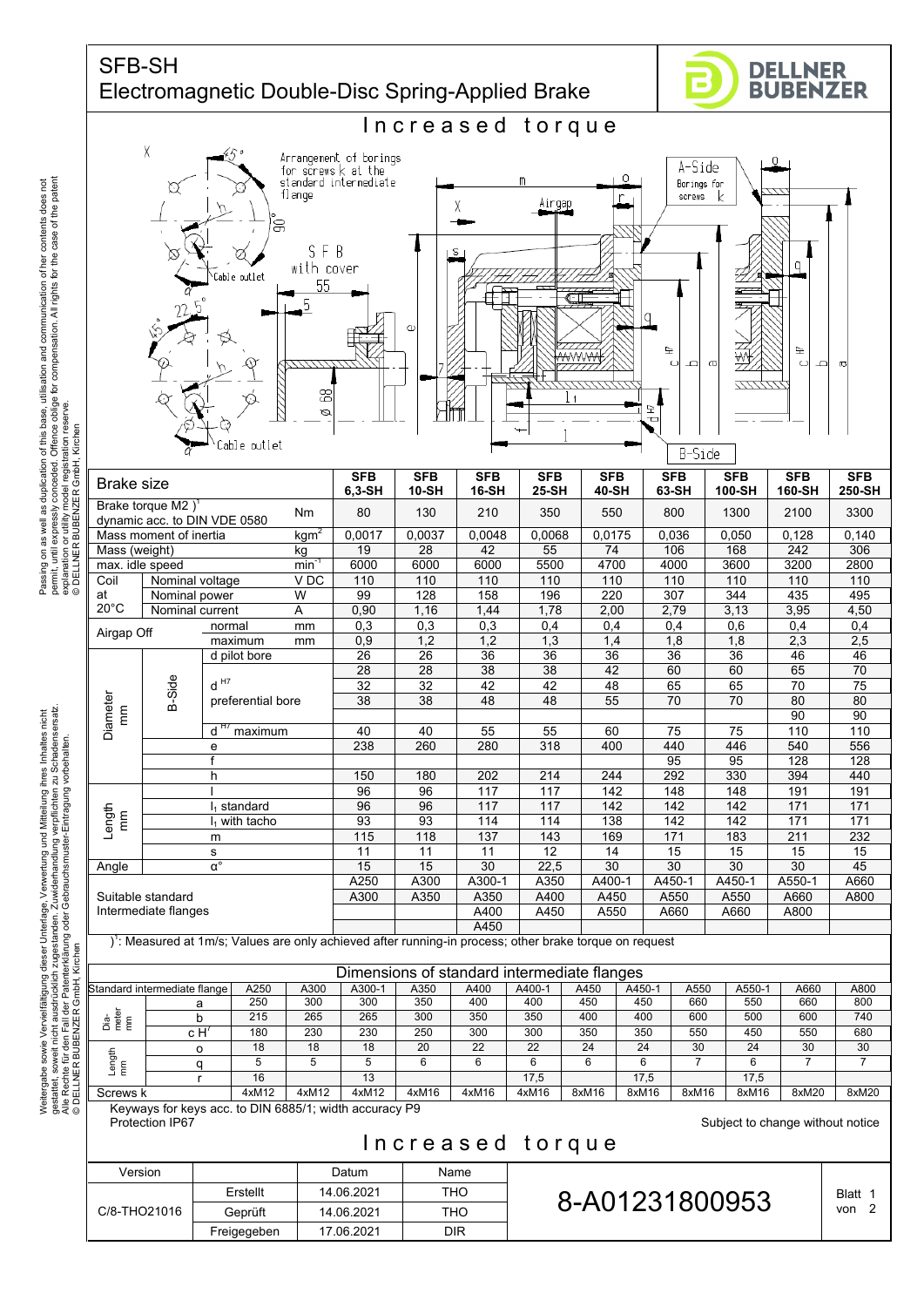# SFB-SH
## Electromagnetic Double-Disc Spring-Applied Brake

DELLNER BUBENZER

### Increased torque

| Brake size | | | | SFB 6,3-SH | SFB 10-SH | SFB 16-SH | SFB 25-SH | SFB 40-SH | SFB 63-SH | SFB 100-SH | SFB 160-SH | SFB 250-SH |
|---|---|---|---|---|---|---|---|---|---|---|---|---|
| Brake torque M2 )[1] dynamic acc. to DIN VDE 0580 | | | Nm | 80 | 130 | 210 | 350 | 550 | 800 | 1300 | 2100 | 3300 |
| Mass moment of inertia | | | kgm² | 0,0017 | 0,0037 | 0,0048 | 0,0068 | 0,0175 | 0,036 | 0,050 | 0,128 | 0,140 |
| Mass (weight) | | | kg | 19 | 28 | 42 | 55 | 74 | 106 | 168 | 242 | 306 |
| max. idle speed | | | min⁻¹ | 6000 | 6000 | 6000 | 5500 | 4700 | 4000 | 3600 | 3200 | 2800 |
| Coil at 20°C | Nominal voltage | | V DC | 110 | 110 | 110 | 110 | 110 | 110 | 110 | 110 | 110 |
| | Nominal power | | W | 99 | 128 | 158 | 196 | 220 | 307 | 344 | 435 | 495 |
| | Nominal current | | A | 0,90 | 1,16 | 1,44 | 1,78 | 2,00 | 2,79 | 3,13 | 3,95 | 4,50 |
| Airgap Off | | normal | mm | 0,3 | 0,3 | 0,3 | 0,4 | 0,4 | 0,4 | 0,6 | 0,4 | 0,4 |
| | | maximum | mm | 0,9 | 1,2 | 1,2 | 1,3 | 1,4 | 1,8 | 1,8 | 2,3 | 2,5 |
| Diameter mm | B-Side | d pilot bore | | 26 | 26 | 36 | 36 | 36 | 36 | 36 | 46 | 46 |
| | | d H7 preferential bore | | 28 | 28 | 38 | 38 | 42 | 60 | 60 | 65 | 70 |
| | | | | 32 | 32 | 42 | 42 | 48 | 65 | 65 | 70 | 75 |
| | | | | 38 | 38 | 48 | 48 | 55 | 70 | 70 | 80 | 80 |
| | | | | | | | | | | | 90 | 90 |
| | | d H7 maximum | | 40 | 40 | 55 | 55 | 60 | 75 | 75 | 110 | 110 |
| | e | | | 238 | 260 | 280 | 318 | 400 | 440 | 446 | 540 | 556 |
| | f | | | | | | | | 95 | 95 | 128 | 128 |
| | h | | | 150 | 180 | 202 | 214 | 244 | 292 | 330 | 394 | 440 |
| Length mm | l | | | 96 | 96 | 117 | 117 | 142 | 148 | 148 | 191 | 191 |
| | $l_1$ standard | | | 96 | 96 | 117 | 117 | 142 | 142 | 142 | 171 | 171 |
| | $l_1$ with tacho | | | 93 | 93 | 114 | 114 | 138 | 142 | 142 | 171 | 171 |
| | m | | | 115 | 118 | 137 | 143 | 169 | 171 | 183 | 211 | 232 |
| | s | | | 11 | 11 | 11 | 12 | 14 | 15 | 15 | 15 | 15 |
| Angle | α° | | | 15 | 15 | 30 | 22,5 | 30 | 30 | 30 | 30 | 45 |
| Suitable standard Intermediate flanges | | | | A250 | A300 | A300-1 | A350 | A400-1 | A450-1 | A450-1 | A550-1 | A660 |
| | | | | A300 | A350 | A350 | A400 | A450 | A550 | A550 | A660 | A800 |
| | | | | | | A400 | A450 | A550 | A660 | A660 | A800 | |
| | | | | | | A450 | | | | | | |

)[1]: Measured at 1m/s; Values are only achieved after running-in process; other brake torque on request

#### Dimensions of standard intermediate flanges

| Standard intermediate flange | | A250 | A300 | A300-1 | A350 | A400 | A400-1 | A450 | A450-1 | A550 | A550-1 | A660 | A800 |
|---|---|---|---|---|---|---|---|---|---|---|---|---|---|
| Diameter mm | a | 250 | 300 | 300 | 350 | 400 | 400 | 450 | 450 | 660 | 550 | 660 | 800 |
| | b | 215 | 265 | 265 | 300 | 350 | 350 | 400 | 400 | 600 | 500 | 600 | 740 |
| | c H7 | 180 | 230 | 230 | 250 | 300 | 300 | 350 | 350 | 550 | 450 | 550 | 680 |
| Length mm | o | 18 | 18 | 18 | 20 | 22 | 22 | 24 | 24 | 30 | 24 | 30 | 30 |
| | q | 5 | 5 | 5 | 6 | 6 | 6 | 6 | 6 | 7 | 6 | 7 | 7 |
| | r | 16 | | 13 | | | 17,5 | | 17,5 | | 17,5 | | |
| Screws k | | 4xM12 | 4xM12 | 4xM12 | 4xM16 | 4xM16 | 4xM16 | 8xM16 | 8xM16 | 8xM16 | 8xM16 | 8xM20 | 8xM20 |

Keyways for keys acc. to DIN 6885/1; width accuracy P9
Protection IP67

Subject to change without notice

### Increased torque

| Version | | Datum | Name | |
|---|---|---|---|---|
| C/8-THO21016 | Erstellt | 14.06.2021 | THO | 8-A01231800953 |
| | Geprüft | 14.06.2021 | THO | Blatt 1 von 2 |
| | Freigegeben | 17.06.2021 | DIR | |

Passing on as well as duplication of this base, utilisation and communication of her contents does not permit, until expressly conceded. Offence oblige for compensation. All rights for the case of the patent explanation or utility model registration reserve. © DELLNER BUBENZER GmbH, Kirchen

Weitergabe sowie Vervielfältigung dieser Unterlage, Verwertung und Mitteilung ihres Inhaltes nicht gestattet, soweit nicht ausdrücklich zugestanden. Zuwiderhandlung verpflichten zu Schadensersatz. Alle Rechte für den Fall der Patenterklärung oder Gebrauchsmuster-Eintragung vorbehalten. © DELLNER BUBENZER GmbH, Kirchen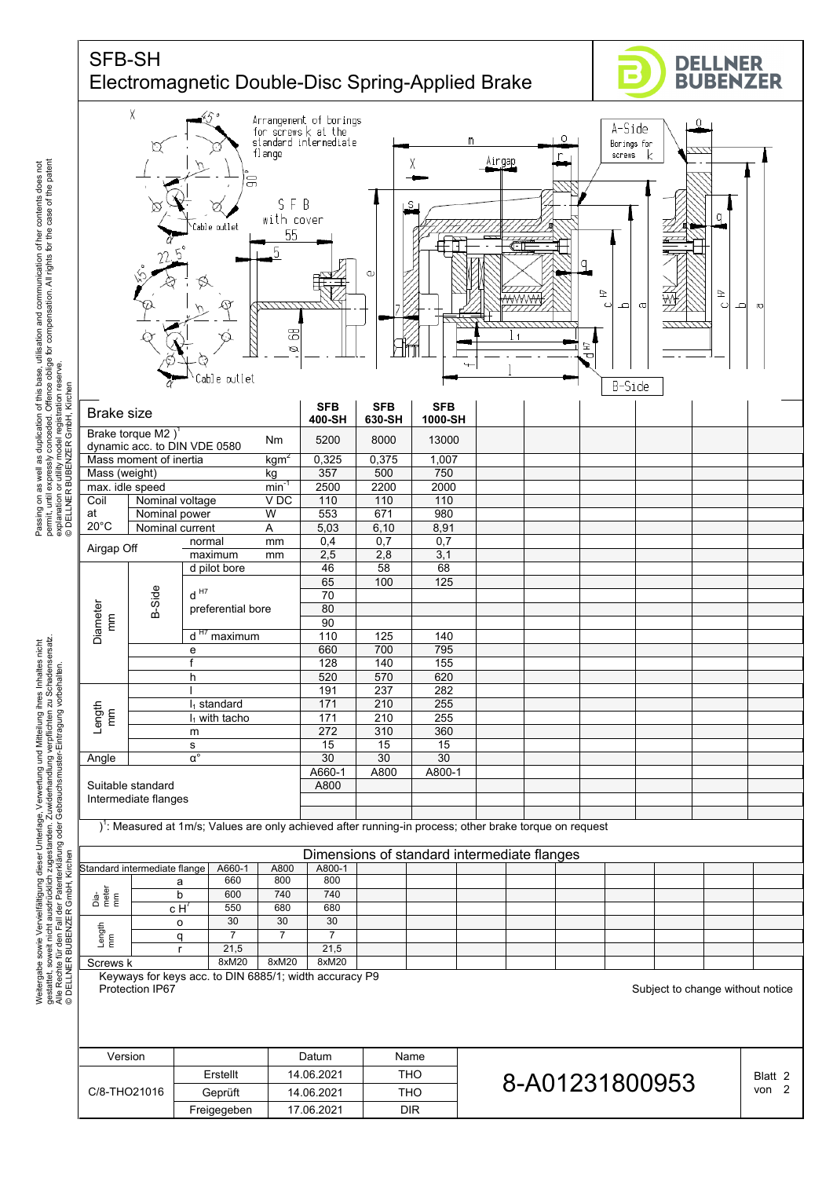# SFB-SH
## Electromagnetic Double-Disc Spring-Applied Brake

DELLNER BUBENZER

Arrangement of borings for screws k at the standard intermediate flange

SFB with cover

Cable outlet

A-Side

Borings for screws k

B-Side

Airgap

| Brake size | | | | SFB 400-SH | SFB 630-SH | SFB 1000-SH |
|---|---|---|---|---|---|---|
| Brake torque M2 )[1] dynamic acc. to DIN VDE 0580 | | | Nm | 5200 | 8000 | 13000 |
| Mass moment of inertia | | | $kgm^2$ | 0,325 | 0,375 | 1,007 |
| Mass (weight) | | | kg | 357 | 500 | 750 |
| max. idle speed | | | $min^{-1}$ | 2500 | 2200 | 2000 |
| Coil at 20°C | Nominal voltage | | V DC | 110 | 110 | 110 |
| | Nominal power | | W | 553 | 671 | 980 |
| | Nominal current | | A | 5,03 | 6,10 | 8,91 |
| Airgap Off | | normal | mm | 0,4 | 0,7 | 0,7 |
| | | maximum | mm | 2,5 | 2,8 | 3,1 |
| Diameter mm | B-Side | d pilot bore | | 46 | 58 | 68 |
| | | $d^{H7}$ preferential bore | | 65 | 100 | 125 |
| | | | | 70 | | |
| | | | | 80 | | |
| | | | | 90 | | |
| | | $d^{H7}$ maximum | | 110 | 125 | 140 |
| | | e | | 660 | 700 | 795 |
| | | f | | 128 | 140 | 155 |
| | | h | | 520 | 570 | 620 |
| Length mm | | l | | 191 | 237 | 282 |
| | | $l_1$ standard | | 171 | 210 | 255 |
| | | $l_1$ with tacho | | 171 | 210 | 255 |
| | | m | | 272 | 310 | 360 |
| | | s | | 15 | 15 | 15 |
| Angle | | α° | | 30 | 30 | 30 |
| Suitable standard Intermediate flanges | | | | A660-1 | A800 | A800-1 |
| | | | | A800 | | |

)[1]: Measured at 1m/s; Values are only achieved after running-in process; other brake torque on request

### Dimensions of standard intermediate flanges

| Standard intermediate flange | | | A660-1 | A800 | A800-1 |
|---|---|---|---|---|---|
| Diameter mm | | a | 660 | 800 | 800 |
| | | b | 600 | 740 | 740 |
| | | c H7 | 550 | 680 | 680 |
| Length mm | | o | 30 | 30 | 30 |
| | | q | 7 | 7 | 7 |
| | | r | 21,5 | | 21,5 |
| Screws k | | | 8xM20 | 8xM20 | 8xM20 |

Keyways for keys acc. to DIN 6885/1; width accuracy P9

Protection IP67

Subject to change without notice

| Version | | Datum | Name |
|---|---|---|---|
| C/8-THO21016 | Erstellt | 14.06.2021 | THO |
| | Geprüft | 14.06.2021 | THO |
| | Freigegeben | 17.06.2021 | DIR |

8-A01231800953

Blatt 2 von 2

Passing on as well as duplication of this base, utilisation and communication of her contents does not permit, until expressly conceded. Offence oblige for compensation. All rights for the case of the patent explanation or utility model registration reserve. © DELLNER BUBENZER GmbH, Kirchen

Weitergabe sowie Vervielfältigung dieser Unterlage, Verwertung und Mitteilung ihres Inhaltes nicht gestattet, soweit nicht ausdrücklich zugestanden. Zuwiderhandlung verpflichten zu Schadensersatz. Alle Rechte für den Fall der Patenterklärung oder Gebrauchsmuster-Eintragung vorbehalten. © DELLNER BUBENZER GmbH, Kirchen